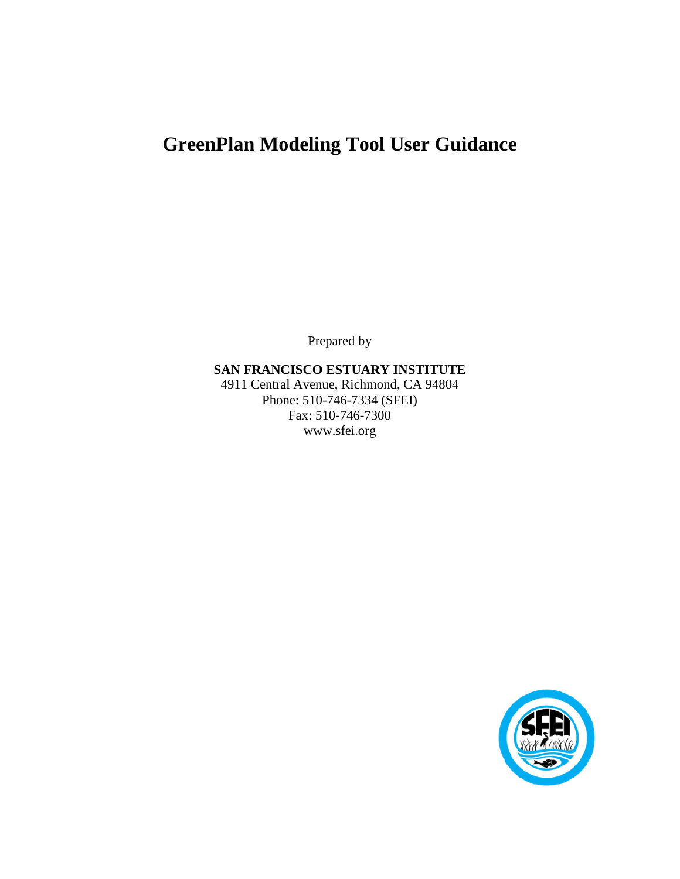# GreenPlan Modeling Tool User Guidance

Prepared by

**SAN FRANCISCO ESTUARY INSTITUTE**

4911 Central Avenue, Richmond, CA 94804

Phone: 510-746-7334 (SFEI)

Fax: 510-746-7300

www.sfei.org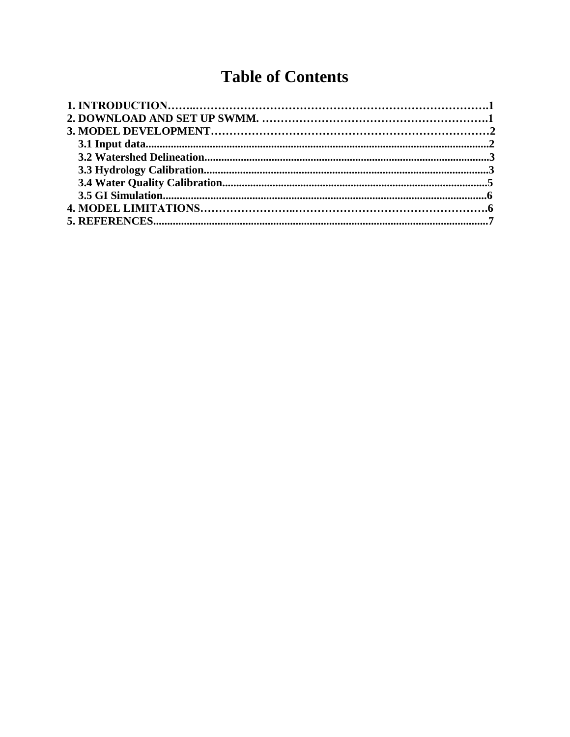# Table of Contents

**1. INTRODUCTION……..……………………………………………………………………….1**
**2. DOWNLOAD AND SET UP SWMM. …………………………………………………….1**
**3. MODEL DEVELOPMENT………………………………………………………………2**
- **3.1 Input data.........................................................................................................................2**
- **3.2 Watershed Delineation.....................................................................................................3**
- **3.3 Hydrology Calibration.....................................................................................................3**
- **3.4 Water Quality Calibration...............................................................................................5**
- **3.5 GI Simulation...................................................................................................................6**

**4. MODEL LIMITATIONS……………………..……………………………………………6**
**5. REFERENCES.......................................................................................................................7**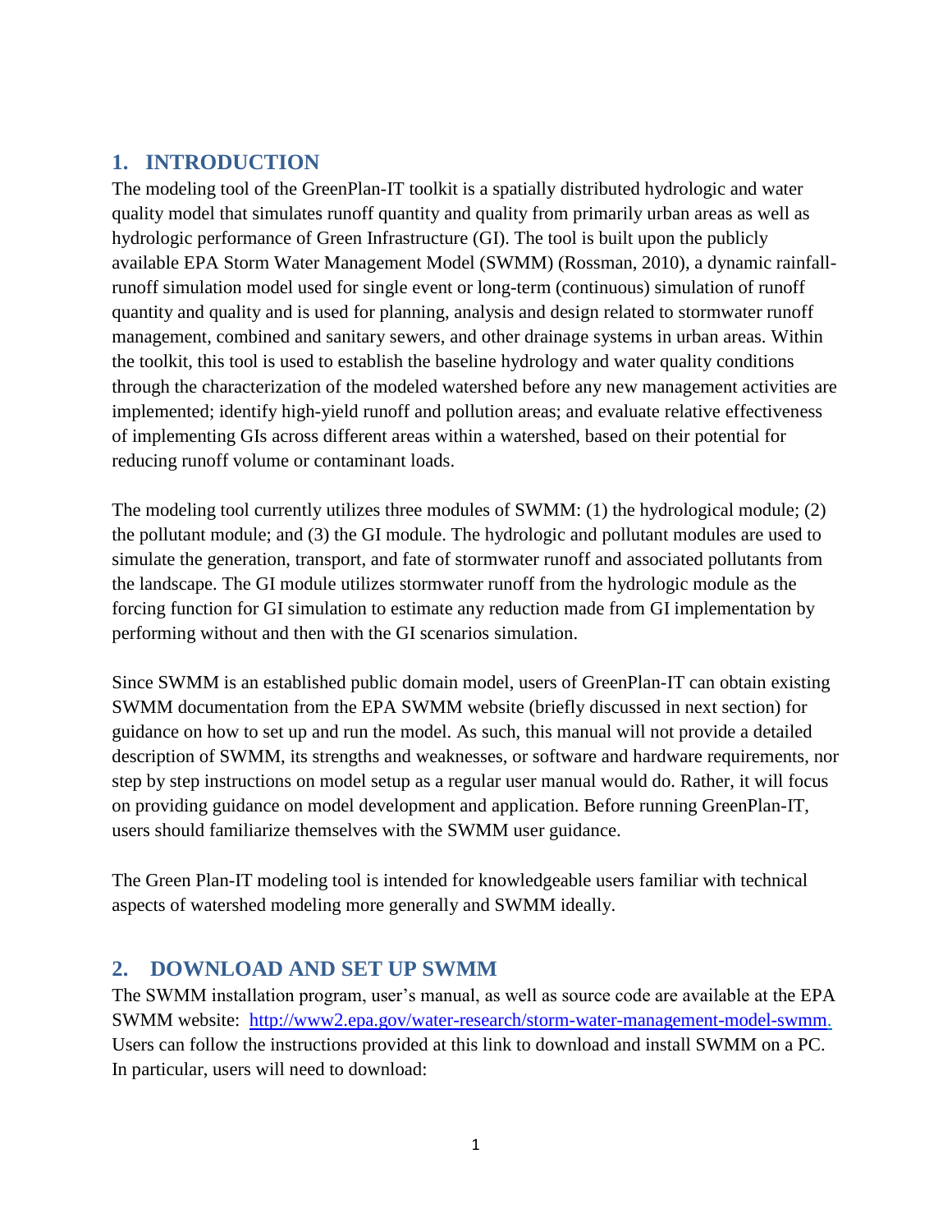## 1. INTRODUCTION

The modeling tool of the GreenPlan-IT toolkit is a spatially distributed hydrologic and water quality model that simulates runoff quantity and quality from primarily urban areas as well as hydrologic performance of Green Infrastructure (GI). The tool is built upon the publicly available EPA Storm Water Management Model (SWMM) (Rossman, 2010), a dynamic rainfall-runoff simulation model used for single event or long-term (continuous) simulation of runoff quantity and quality and is used for planning, analysis and design related to stormwater runoff management, combined and sanitary sewers, and other drainage systems in urban areas. Within the toolkit, this tool is used to establish the baseline hydrology and water quality conditions through the characterization of the modeled watershed before any new management activities are implemented; identify high-yield runoff and pollution areas; and evaluate relative effectiveness of implementing GIs across different areas within a watershed, based on their potential for reducing runoff volume or contaminant loads.

The modeling tool currently utilizes three modules of SWMM: (1) the hydrological module; (2) the pollutant module; and (3) the GI module. The hydrologic and pollutant modules are used to simulate the generation, transport, and fate of stormwater runoff and associated pollutants from the landscape. The GI module utilizes stormwater runoff from the hydrologic module as the forcing function for GI simulation to estimate any reduction made from GI implementation by performing without and then with the GI scenarios simulation.

Since SWMM is an established public domain model, users of GreenPlan-IT can obtain existing SWMM documentation from the EPA SWMM website (briefly discussed in next section) for guidance on how to set up and run the model. As such, this manual will not provide a detailed description of SWMM, its strengths and weaknesses, or software and hardware requirements, nor step by step instructions on model setup as a regular user manual would do. Rather, it will focus on providing guidance on model development and application. Before running GreenPlan-IT, users should familiarize themselves with the SWMM user guidance.

The Green Plan-IT modeling tool is intended for knowledgeable users familiar with technical aspects of watershed modeling more generally and SWMM ideally.

## 2. DOWNLOAD AND SET UP SWMM

The SWMM installation program, user's manual, as well as source code are available at the EPA SWMM website: http://www2.epa.gov/water-research/storm-water-management-model-swmm. Users can follow the instructions provided at this link to download and install SWMM on a PC. In particular, users will need to download: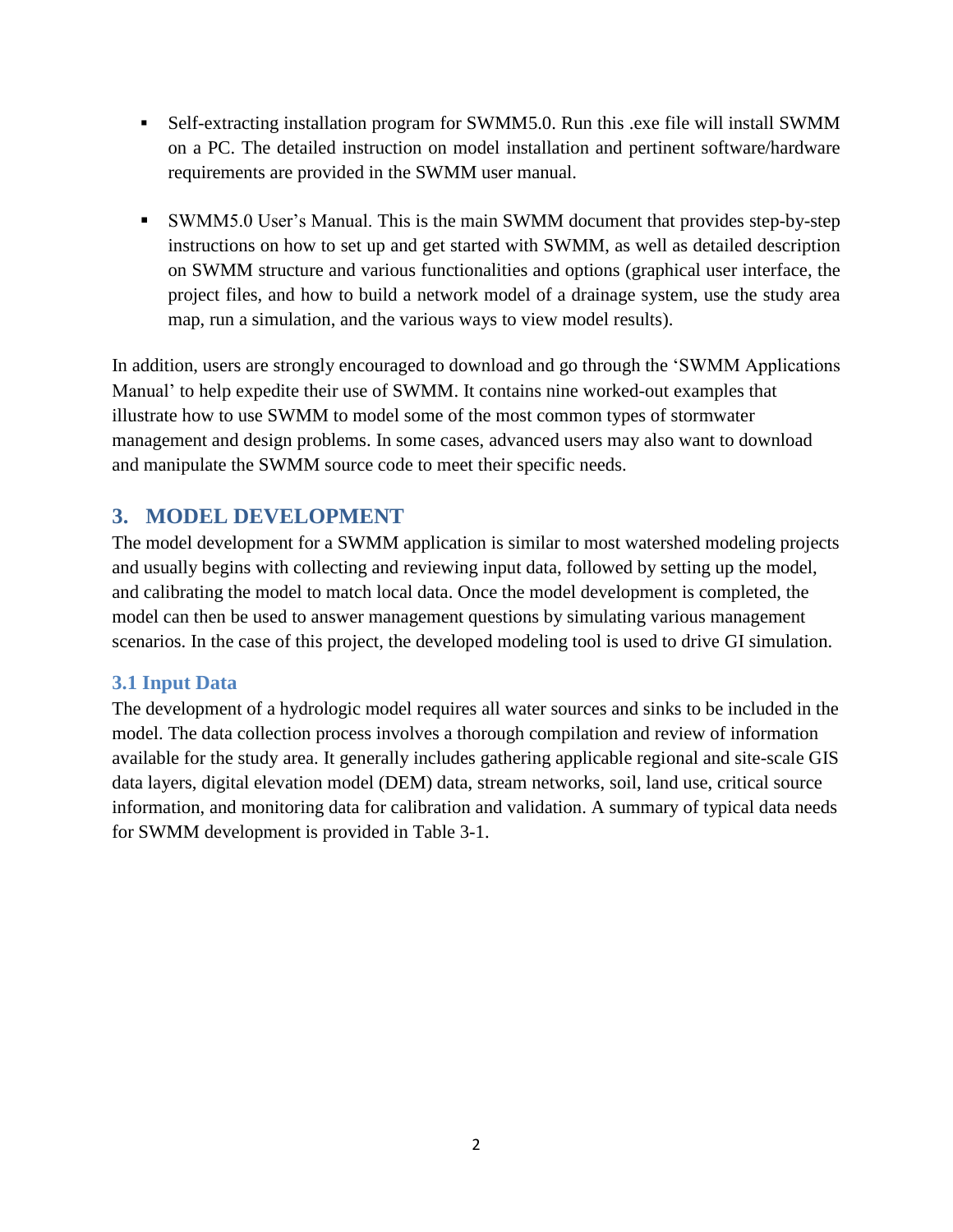- Self-extracting installation program for SWMM5.0. Run this .exe file will install SWMM on a PC. The detailed instruction on model installation and pertinent software/hardware requirements are provided in the SWMM user manual.

- SWMM5.0 User's Manual. This is the main SWMM document that provides step-by-step instructions on how to set up and get started with SWMM, as well as detailed description on SWMM structure and various functionalities and options (graphical user interface, the project files, and how to build a network model of a drainage system, use the study area map, run a simulation, and the various ways to view model results).

In addition, users are strongly encouraged to download and go through the 'SWMM Applications Manual' to help expedite their use of SWMM. It contains nine worked-out examples that illustrate how to use SWMM to model some of the most common types of stormwater management and design problems. In some cases, advanced users may also want to download and manipulate the SWMM source code to meet their specific needs.

## 3. MODEL DEVELOPMENT

The model development for a SWMM application is similar to most watershed modeling projects and usually begins with collecting and reviewing input data, followed by setting up the model, and calibrating the model to match local data. Once the model development is completed, the model can then be used to answer management questions by simulating various management scenarios. In the case of this project, the developed modeling tool is used to drive GI simulation.

### 3.1 Input Data

The development of a hydrologic model requires all water sources and sinks to be included in the model. The data collection process involves a thorough compilation and review of information available for the study area. It generally includes gathering applicable regional and site-scale GIS data layers, digital elevation model (DEM) data, stream networks, soil, land use, critical source information, and monitoring data for calibration and validation. A summary of typical data needs for SWMM development is provided in Table 3-1.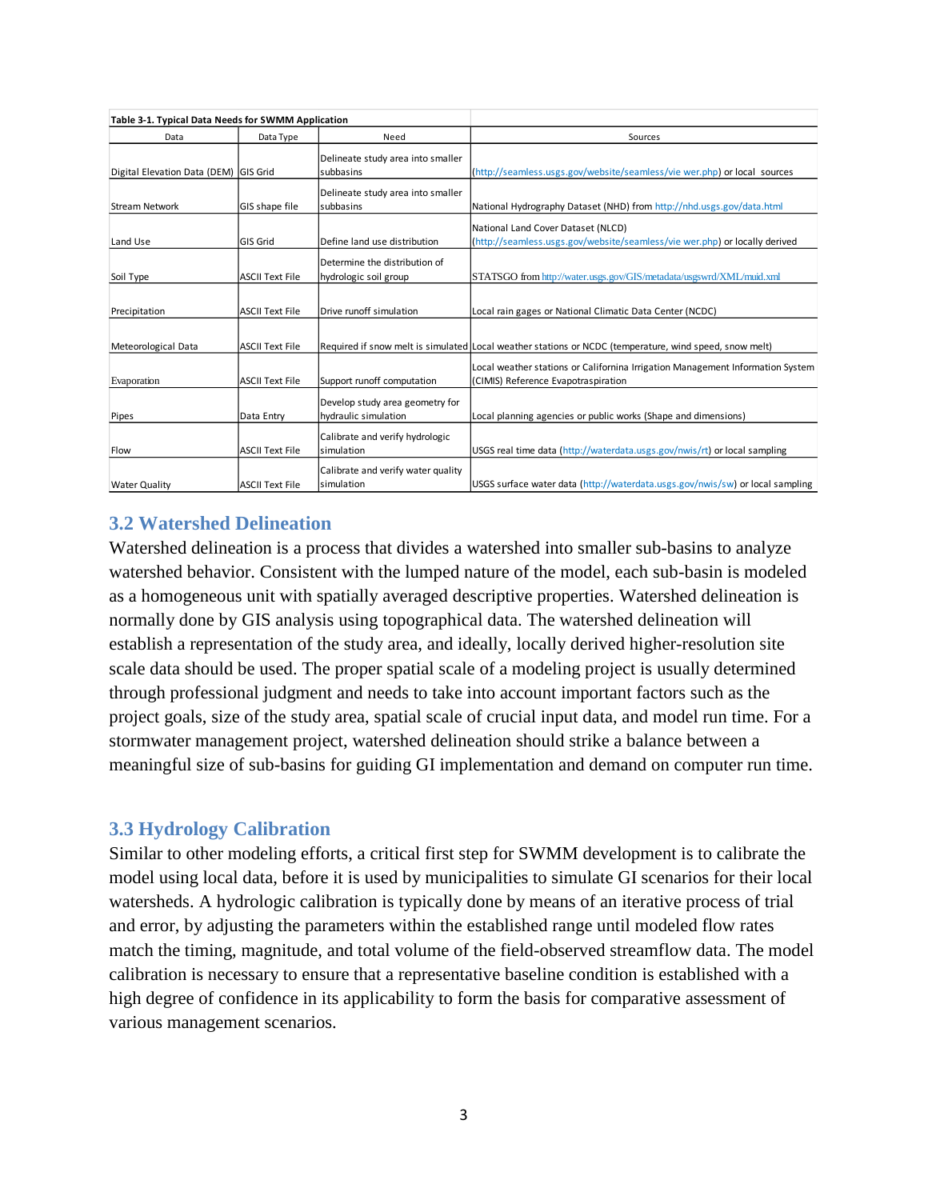**Table 3-1. Typical Data Needs for SWMM Application**

| Data | Data Type | Need | Sources |
|---|---|---|---|
| Digital Elevation Data (DEM) | GIS Grid | Delineate study area into smaller subbasins | (http://seamless.usgs.gov/website/seamless/vie wer.php) or local sources |
| Stream Network | GIS shape file | Delineate study area into smaller subbasins | National Hydrography Dataset (NHD) from http://nhd.usgs.gov/data.html |
| Land Use | GIS Grid | Define land use distribution | National Land Cover Dataset (NLCD) (http://seamless.usgs.gov/website/seamless/vie wer.php) or locally derived |
| Soil Type | ASCII Text File | Determine the distribution of hydrologic soil group | STATSGO from http://water.usgs.gov/GIS/metadata/usgswrd/XML/muid.xml |
| Precipitation | ASCII Text File | Drive runoff simulation | Local rain gages or National Climatic Data Center (NCDC) |
| Meteorological Data | ASCII Text File | Required if snow melt is simulated | Local weather stations or NCDC (temperature, wind speed, snow melt) |
| Evaporation | ASCII Text File | Support runoff computation | Local weather stations or California Irrigation Management Information System (CIMIS) Reference Evapotraspiration |
| Pipes | Data Entry | Develop study area geometry for hydraulic simulation | Local planning agencies or public works (Shape and dimensions) |
| Flow | ASCII Text File | Calibrate and verify hydrologic simulation | USGS real time data (http://waterdata.usgs.gov/nwis/rt) or local sampling |
| Water Quality | ASCII Text File | Calibrate and verify water quality simulation | USGS surface water data (http://waterdata.usgs.gov/nwis/sw) or local sampling |

## 3.2 Watershed Delineation

Watershed delineation is a process that divides a watershed into smaller sub-basins to analyze watershed behavior. Consistent with the lumped nature of the model, each sub-basin is modeled as a homogeneous unit with spatially averaged descriptive properties. Watershed delineation is normally done by GIS analysis using topographical data. The watershed delineation will establish a representation of the study area, and ideally, locally derived higher-resolution site scale data should be used. The proper spatial scale of a modeling project is usually determined through professional judgment and needs to take into account important factors such as the project goals, size of the study area, spatial scale of crucial input data, and model run time. For a stormwater management project, watershed delineation should strike a balance between a meaningful size of sub-basins for guiding GI implementation and demand on computer run time.

## 3.3 Hydrology Calibration

Similar to other modeling efforts, a critical first step for SWMM development is to calibrate the model using local data, before it is used by municipalities to simulate GI scenarios for their local watersheds. A hydrologic calibration is typically done by means of an iterative process of trial and error, by adjusting the parameters within the established range until modeled flow rates match the timing, magnitude, and total volume of the field-observed streamflow data. The model calibration is necessary to ensure that a representative baseline condition is established with a high degree of confidence in its applicability to form the basis for comparative assessment of various management scenarios.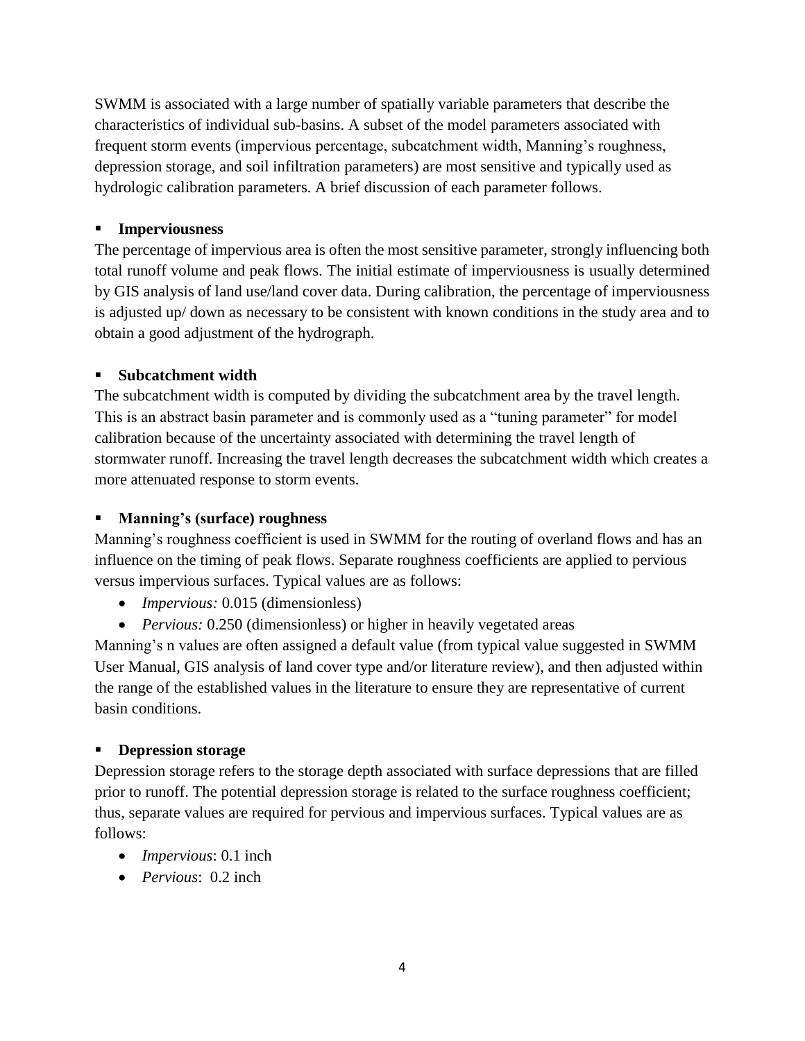SWMM is associated with a large number of spatially variable parameters that describe the characteristics of individual sub-basins. A subset of the model parameters associated with frequent storm events (impervious percentage, subcatchment width, Manning's roughness, depression storage, and soil infiltration parameters) are most sensitive and typically used as hydrologic calibration parameters. A brief discussion of each parameter follows.

- **Imperviousness**

The percentage of impervious area is often the most sensitive parameter, strongly influencing both total runoff volume and peak flows. The initial estimate of imperviousness is usually determined by GIS analysis of land use/land cover data. During calibration, the percentage of imperviousness is adjusted up/ down as necessary to be consistent with known conditions in the study area and to obtain a good adjustment of the hydrograph.

- **Subcatchment width**

The subcatchment width is computed by dividing the subcatchment area by the travel length. This is an abstract basin parameter and is commonly used as a "tuning parameter" for model calibration because of the uncertainty associated with determining the travel length of stormwater runoff. Increasing the travel length decreases the subcatchment width which creates a more attenuated response to storm events.

- **Manning's (surface) roughness**

Manning's roughness coefficient is used in SWMM for the routing of overland flows and has an influence on the timing of peak flows. Separate roughness coefficients are applied to pervious versus impervious surfaces. Typical values are as follows:

- *Impervious:* 0.015 (dimensionless)
- *Pervious:* 0.250 (dimensionless) or higher in heavily vegetated areas

Manning's n values are often assigned a default value (from typical value suggested in SWMM User Manual, GIS analysis of land cover type and/or literature review), and then adjusted within the range of the established values in the literature to ensure they are representative of current basin conditions.

- **Depression storage**

Depression storage refers to the storage depth associated with surface depressions that are filled prior to runoff. The potential depression storage is related to the surface roughness coefficient; thus, separate values are required for pervious and impervious surfaces. Typical values are as follows:

- *Impervious*: 0.1 inch
- *Pervious*: 0.2 inch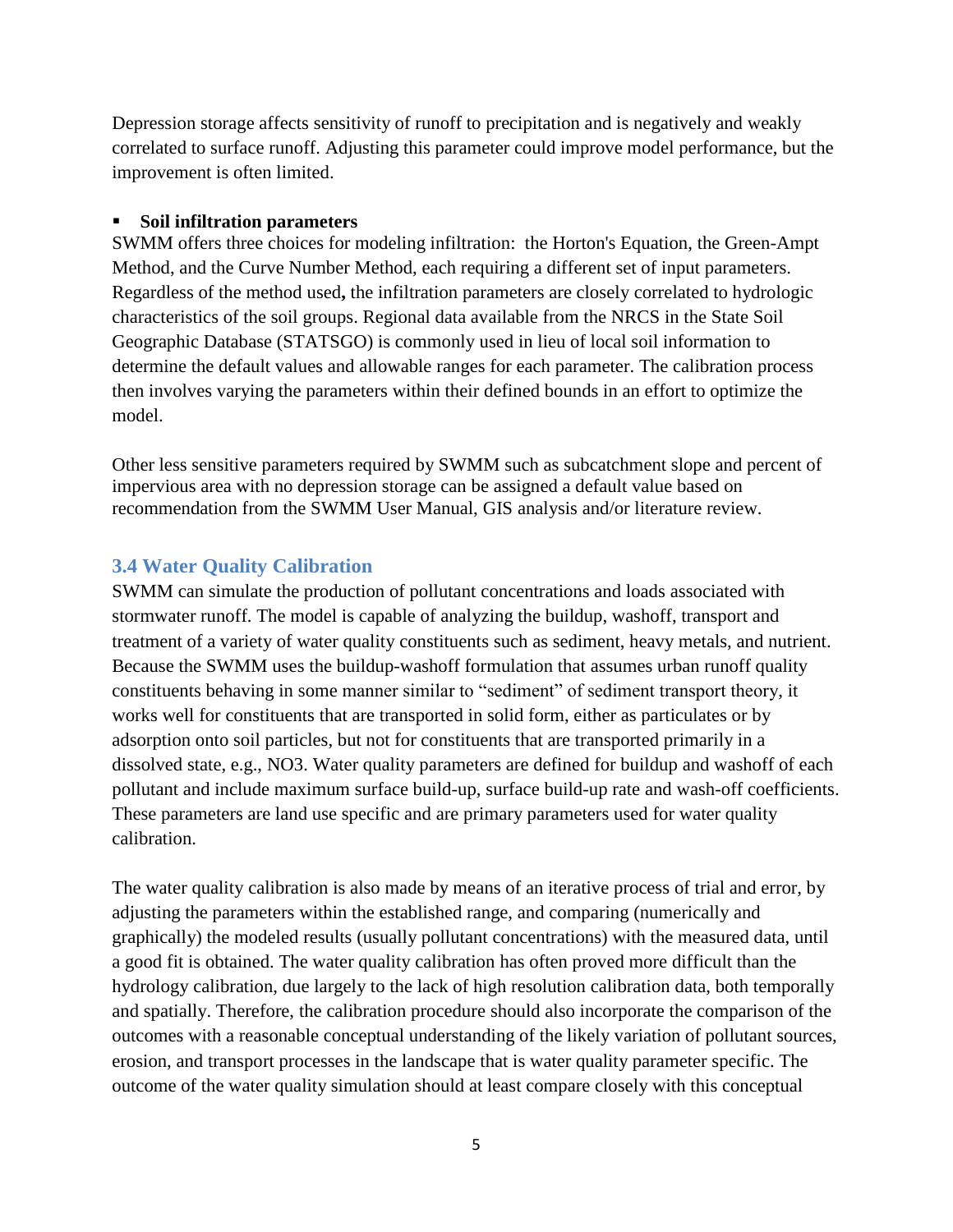Depression storage affects sensitivity of runoff to precipitation and is negatively and weakly correlated to surface runoff. Adjusting this parameter could improve model performance, but the improvement is often limited.

- **Soil infiltration parameters**

SWMM offers three choices for modeling infiltration: the Horton's Equation, the Green-Ampt Method, and the Curve Number Method, each requiring a different set of input parameters. Regardless of the method used**,** the infiltration parameters are closely correlated to hydrologic characteristics of the soil groups. Regional data available from the NRCS in the State Soil Geographic Database (STATSGO) is commonly used in lieu of local soil information to determine the default values and allowable ranges for each parameter. The calibration process then involves varying the parameters within their defined bounds in an effort to optimize the model.

Other less sensitive parameters required by SWMM such as subcatchment slope and percent of impervious area with no depression storage can be assigned a default value based on recommendation from the SWMM User Manual, GIS analysis and/or literature review.

## 3.4 Water Quality Calibration

SWMM can simulate the production of pollutant concentrations and loads associated with stormwater runoff. The model is capable of analyzing the buildup, washoff, transport and treatment of a variety of water quality constituents such as sediment, heavy metals, and nutrient. Because the SWMM uses the buildup-washoff formulation that assumes urban runoff quality constituents behaving in some manner similar to "sediment" of sediment transport theory, it works well for constituents that are transported in solid form, either as particulates or by adsorption onto soil particles, but not for constituents that are transported primarily in a dissolved state, e.g., $NO_3$. Water quality parameters are defined for buildup and washoff of each pollutant and include maximum surface build-up, surface build-up rate and wash-off coefficients. These parameters are land use specific and are primary parameters used for water quality calibration.

The water quality calibration is also made by means of an iterative process of trial and error, by adjusting the parameters within the established range, and comparing (numerically and graphically) the modeled results (usually pollutant concentrations) with the measured data, until a good fit is obtained. The water quality calibration has often proved more difficult than the hydrology calibration, due largely to the lack of high resolution calibration data, both temporally and spatially. Therefore, the calibration procedure should also incorporate the comparison of the outcomes with a reasonable conceptual understanding of the likely variation of pollutant sources, erosion, and transport processes in the landscape that is water quality parameter specific. The outcome of the water quality simulation should at least compare closely with this conceptual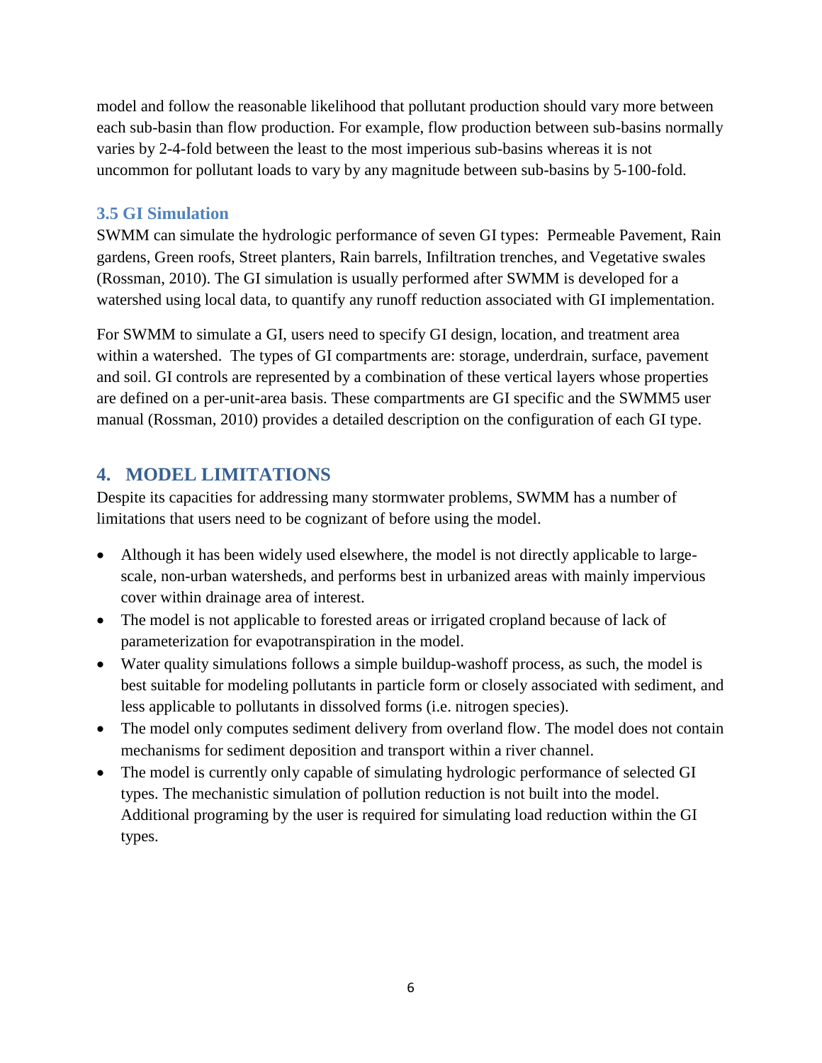model and follow the reasonable likelihood that pollutant production should vary more between each sub-basin than flow production. For example, flow production between sub-basins normally varies by 2-4-fold between the least to the most imperious sub-basins whereas it is not uncommon for pollutant loads to vary by any magnitude between sub-basins by 5-100-fold.

### 3.5 GI Simulation

SWMM can simulate the hydrologic performance of seven GI types: Permeable Pavement, Rain gardens, Green roofs, Street planters, Rain barrels, Infiltration trenches, and Vegetative swales (Rossman, 2010). The GI simulation is usually performed after SWMM is developed for a watershed using local data, to quantify any runoff reduction associated with GI implementation.

For SWMM to simulate a GI, users need to specify GI design, location, and treatment area within a watershed. The types of GI compartments are: storage, underdrain, surface, pavement and soil. GI controls are represented by a combination of these vertical layers whose properties are defined on a per-unit-area basis. These compartments are GI specific and the SWMM5 user manual (Rossman, 2010) provides a detailed description on the configuration of each GI type.

## 4. MODEL LIMITATIONS

Despite its capacities for addressing many stormwater problems, SWMM has a number of limitations that users need to be cognizant of before using the model.

- Although it has been widely used elsewhere, the model is not directly applicable to large-scale, non-urban watersheds, and performs best in urbanized areas with mainly impervious cover within drainage area of interest.
- The model is not applicable to forested areas or irrigated cropland because of lack of parameterization for evapotranspiration in the model.
- Water quality simulations follows a simple buildup-washoff process, as such, the model is best suitable for modeling pollutants in particle form or closely associated with sediment, and less applicable to pollutants in dissolved forms (i.e. nitrogen species).
- The model only computes sediment delivery from overland flow. The model does not contain mechanisms for sediment deposition and transport within a river channel.
- The model is currently only capable of simulating hydrologic performance of selected GI types. The mechanistic simulation of pollution reduction is not built into the model. Additional programing by the user is required for simulating load reduction within the GI types.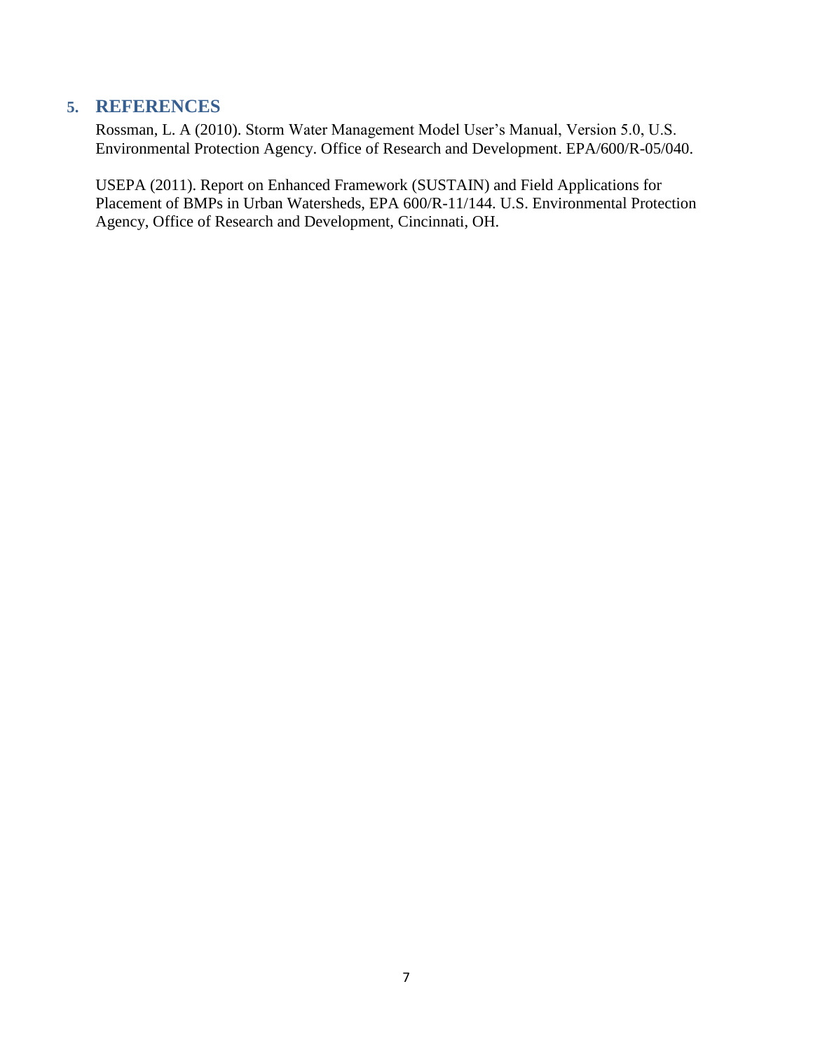## 5. REFERENCES

Rossman, L. A (2010). Storm Water Management Model User's Manual, Version 5.0, U.S. Environmental Protection Agency. Office of Research and Development. EPA/600/R-05/040.

USEPA (2011). Report on Enhanced Framework (SUSTAIN) and Field Applications for Placement of BMPs in Urban Watersheds, EPA 600/R-11/144. U.S. Environmental Protection Agency, Office of Research and Development, Cincinnati, OH.